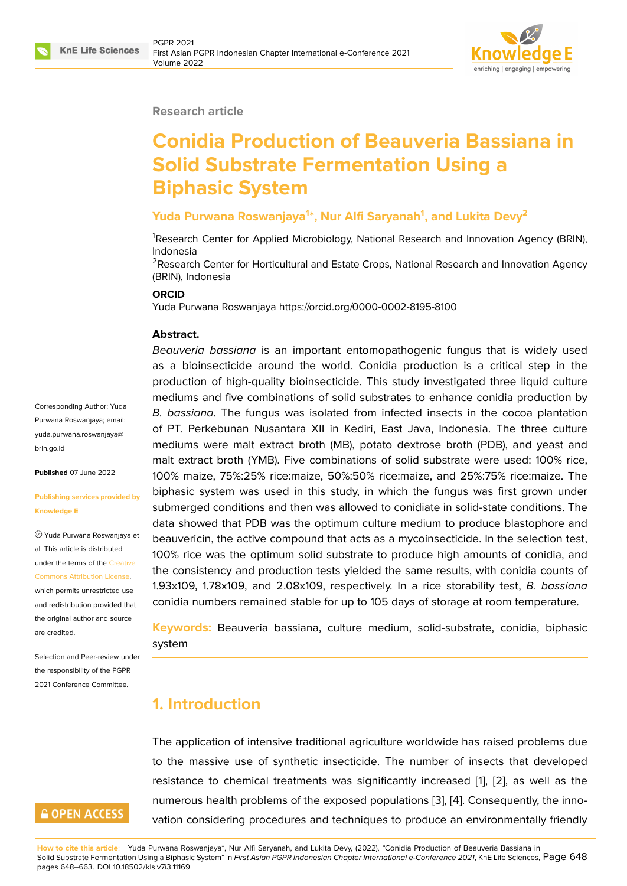Research article

# Conidia Production of Beauveria Bassiana in Solid Substrate Fermentation Using a Biphasic System

**Yuda Purwana Roswanjaya[1]*, Nur Alfi Saryanah[1], and Lukita Devy[2]**

[1]Research Center for Applied Microbiology, National Research and Innovation Agency (BRIN), Indonesia

[2]Research Center for Horticultural and Estate Crops, National Research and Innovation Agency (BRIN), Indonesia

**ORCID**

Yuda Purwana Roswanjaya https://orcid.org/0000-0002-8195-8100

Corresponding Author: Yuda Purwana Roswanjaya; email: yuda.purwana.roswanjaya@brin.go.id

**Published** 07 June 2022

**Publishing services provided by Knowledge E**

© Yuda Purwana Roswanjaya et al. This article is distributed under the terms of the Creative Commons Attribution License, which permits unrestricted use and redistribution provided that the original author and source are credited.

Selection and Peer-review under the responsibility of the PGPR 2021 Conference Committee.

**Abstract.**

*Beauveria bassiana* is an important entomopathogenic fungus that is widely used as a bioinsecticide around the world. Conidia production is a critical step in the production of high-quality bioinsecticide. This study investigated three liquid culture mediums and five combinations of solid substrates to enhance conidia production by *B. bassiana*. The fungus was isolated from infected insects in the cocoa plantation of PT. Perkebunan Nusantara XII in Kediri, East Java, Indonesia. The three culture mediums were malt extract broth (MB), potato dextrose broth (PDB), and yeast and malt extract broth (YMB). Five combinations of solid substrate were used: 100% rice, 100% maize, 75%:25% rice:maize, 50%:50% rice:maize, and 25%:75% rice:maize. The biphasic system was used in this study, in which the fungus was first grown under submerged conditions and then was allowed to conidiate in solid-state conditions. The data showed that PDB was the optimum culture medium to produce blastophore and beauvericin, the active compound that acts as a mycoinsecticide. In the selection test, 100% rice was the optimum solid substrate to produce high amounts of conidia, and the consistency and production tests yielded the same results, with conidia counts of 1.93x109, 1.78x109, and 2.08x109, respectively. In a rice storability test, *B. bassiana* conidia numbers remained stable for up to 105 days of storage at room temperature.

**Keywords:** Beauveria bassiana, culture medium, solid-substrate, conidia, biphasic system

## 1. Introduction

The application of intensive traditional agriculture worldwide has raised problems due to the massive use of synthetic insecticide. The number of insects that developed resistance to chemical treatments was significantly increased [1], [2], as well as the numerous health problems of the exposed populations [3], [4]. Consequently, the innovation considering procedures and techniques to produce an environmentally friendly

**How to cite this article**: Yuda Purwana Roswanjaya*, Nur Alfi Saryanah, and Lukita Devy, (2022), "Conidia Production of Beauveria Bassiana in Solid Substrate Fermentation Using a Biphasic System" in *First Asian PGPR Indonesian Chapter International e-Conference 2021*, KnE Life Sciences, pages 648–663. DOI 10.18502/kls.v7i3.11169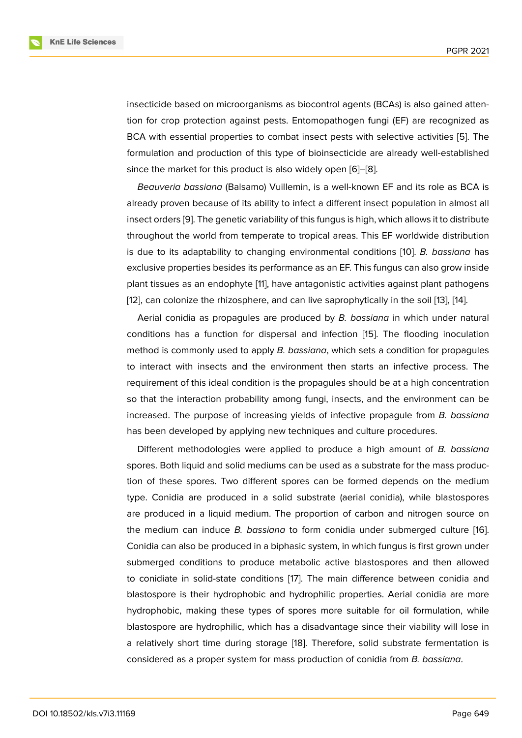insecticide based on microorganisms as biocontrol agents (BCAs) is also gained attention for crop protection against pests. Entomopathogen fungi (EF) are recognized as BCA with essential properties to combat insect pests with selective activities [5]. The formulation and production of this type of bioinsecticide are already well-established since the market for this product is also widely open [6]–[8].

*Beauveria bassiana* (Balsamo) Vuillemin, is a well-known EF and its role as BCA is already proven because of its ability to infect a different insect population in almost all insect orders [9]. The genetic variability of this fungus is high, which allows it to distribute throughout the world from temperate to tropical areas. This EF worldwide distribution is due to its adaptability to changing environmental conditions [10]. *B. bassiana* has exclusive properties besides its performance as an EF. This fungus can also grow inside plant tissues as an endophyte [11], have antagonistic activities against plant pathogens [12], can colonize the rhizosphere, and can live saprophytically in the soil [13], [14].

Aerial conidia as propagules are produced by *B. bassiana* in which under natural conditions has a function for dispersal and infection [15]. The flooding inoculation method is commonly used to apply *B. bassiana*, which sets a condition for propagules to interact with insects and the environment then starts an infective process. The requirement of this ideal condition is the propagules should be at a high concentration so that the interaction probability among fungi, insects, and the environment can be increased. The purpose of increasing yields of infective propagule from *B. bassiana* has been developed by applying new techniques and culture procedures.

Different methodologies were applied to produce a high amount of *B. bassiana* spores. Both liquid and solid mediums can be used as a substrate for the mass production of these spores. Two different spores can be formed depends on the medium type. Conidia are produced in a solid substrate (aerial conidia), while blastospores are produced in a liquid medium. The proportion of carbon and nitrogen source on the medium can induce *B. bassiana* to form conidia under submerged culture [16]. Conidia can also be produced in a biphasic system, in which fungus is first grown under submerged conditions to produce metabolic active blastospores and then allowed to conidiate in solid-state conditions [17]. The main difference between conidia and blastospore is their hydrophobic and hydrophilic properties. Aerial conidia are more hydrophobic, making these types of spores more suitable for oil formulation, while blastospore are hydrophilic, which has a disadvantage since their viability will lose in a relatively short time during storage [18]. Therefore, solid substrate fermentation is considered as a proper system for mass production of conidia from *B. bassiana*.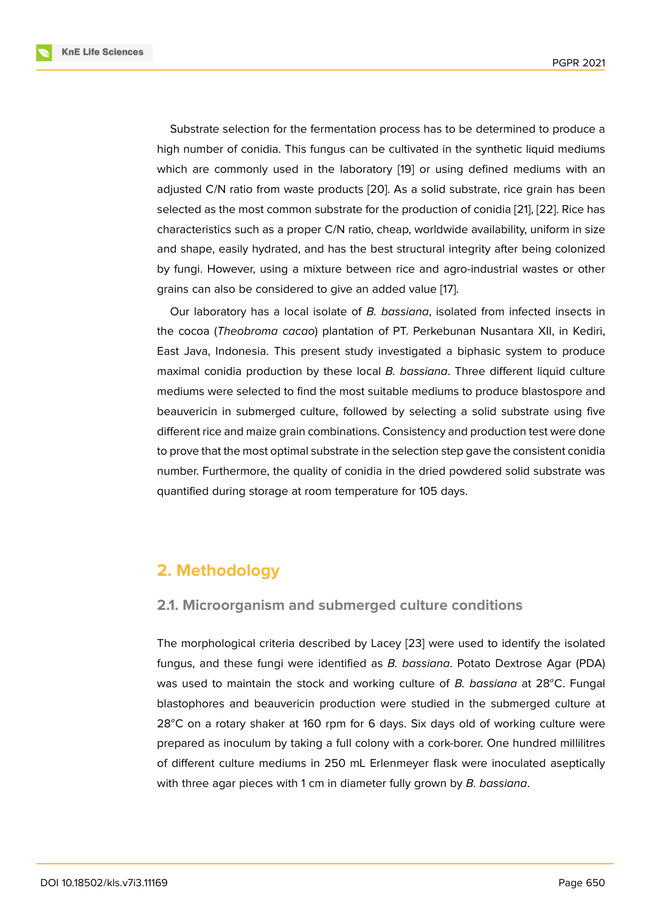Substrate selection for the fermentation process has to be determined to produce a high number of conidia. This fungus can be cultivated in the synthetic liquid mediums which are commonly used in the laboratory [19] or using defined mediums with an adjusted C/N ratio from waste products [20]. As a solid substrate, rice grain has been selected as the most common substrate for the production of conidia [21], [22]. Rice has characteristics such as a proper C/N ratio, cheap, worldwide availability, uniform in size and shape, easily hydrated, and has the best structural integrity after being colonized by fungi. However, using a mixture between rice and agro-industrial wastes or other grains can also be considered to give an added value [17].

Our laboratory has a local isolate of *B. bassiana*, isolated from infected insects in the cocoa (*Theobroma cacao*) plantation of PT. Perkebunan Nusantara XII, in Kediri, East Java, Indonesia. This present study investigated a biphasic system to produce maximal conidia production by these local *B. bassiana*. Three different liquid culture mediums were selected to find the most suitable mediums to produce blastospore and beauvericin in submerged culture, followed by selecting a solid substrate using five different rice and maize grain combinations. Consistency and production test were done to prove that the most optimal substrate in the selection step gave the consistent conidia number. Furthermore, the quality of conidia in the dried powdered solid substrate was quantified during storage at room temperature for 105 days.

## 2. Methodology

### 2.1. Microorganism and submerged culture conditions

The morphological criteria described by Lacey [23] were used to identify the isolated fungus, and these fungi were identified as *B. bassiana*. Potato Dextrose Agar (PDA) was used to maintain the stock and working culture of *B. bassiana* at 28$^{o}$C. Fungal blastophores and beauvericin production were studied in the submerged culture at 28$^{o}$C on a rotary shaker at 160 rpm for 6 days. Six days old of working culture were prepared as inoculum by taking a full colony with a cork-borer. One hundred millilitres of different culture mediums in 250 mL Erlenmeyer flask were inoculated aseptically with three agar pieces with 1 cm in diameter fully grown by *B. bassiana*.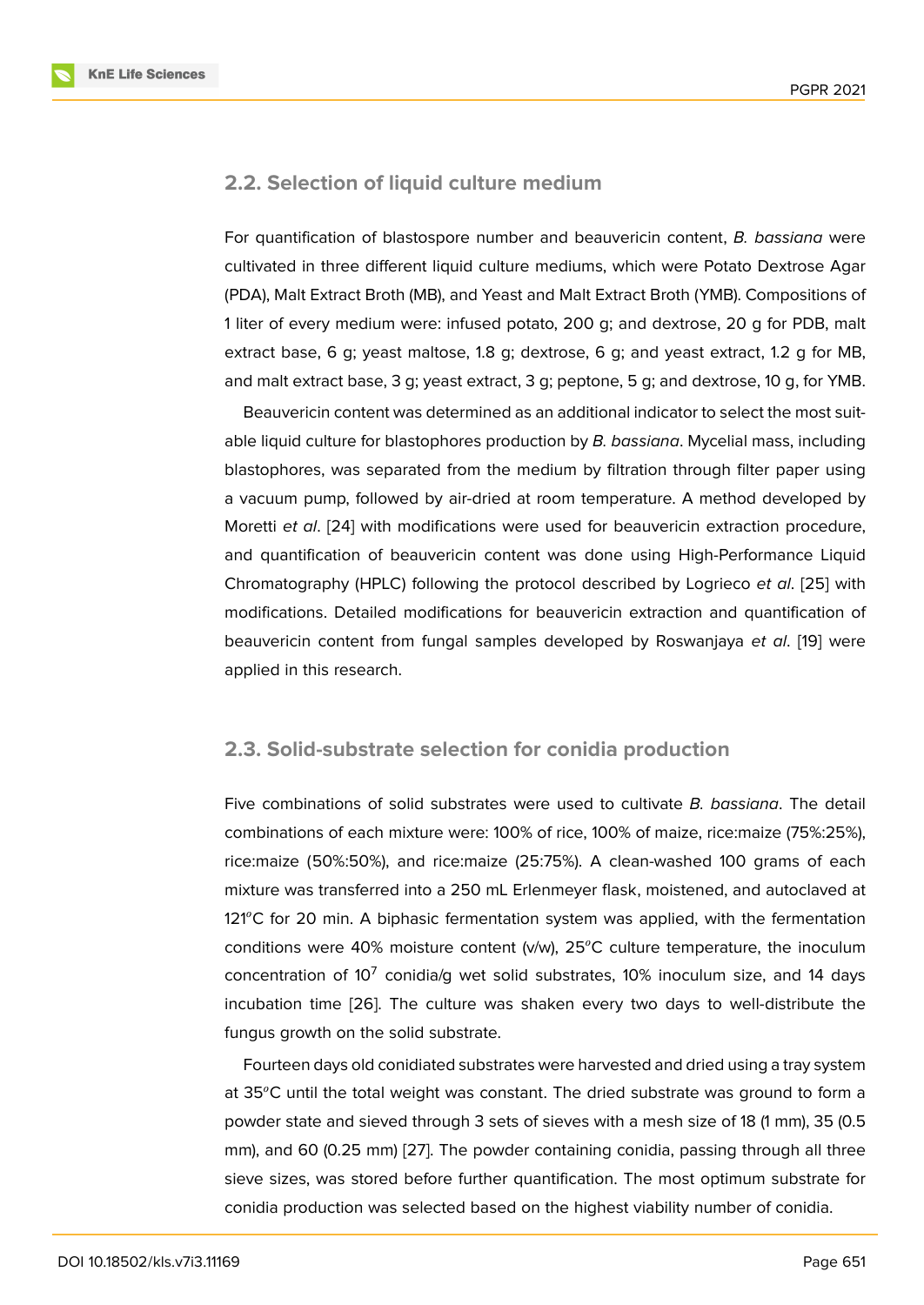### 2.2. Selection of liquid culture medium

For quantification of blastospore number and beauvericin content, *B. bassiana* were cultivated in three different liquid culture mediums, which were Potato Dextrose Agar (PDA), Malt Extract Broth (MB), and Yeast and Malt Extract Broth (YMB). Compositions of 1 liter of every medium were: infused potato, 200 g; and dextrose, 20 g for PDB, malt extract base, 6 g; yeast maltose, 1.8 g; dextrose, 6 g; and yeast extract, 1.2 g for MB, and malt extract base, 3 g; yeast extract, 3 g; peptone, 5 g; and dextrose, 10 g, for YMB.

Beauvericin content was determined as an additional indicator to select the most suitable liquid culture for blastophores production by *B. bassiana*. Mycelial mass, including blastophores, was separated from the medium by filtration through filter paper using a vacuum pump, followed by air-dried at room temperature. A method developed by Moretti *et al*. [24] with modifications were used for beauvericin extraction procedure, and quantification of beauvericin content was done using High-Performance Liquid Chromatography (HPLC) following the protocol described by Logrieco *et al*. [25] with modifications. Detailed modifications for beauvericin extraction and quantification of beauvericin content from fungal samples developed by Roswanjaya *et al*. [19] were applied in this research.

### 2.3. Solid-substrate selection for conidia production

Five combinations of solid substrates were used to cultivate *B. bassiana*. The detail combinations of each mixture were: 100% of rice, 100% of maize, rice:maize (75%:25%), rice:maize (50%:50%), and rice:maize (25:75%). A clean-washed 100 grams of each mixture was transferred into a 250 mL Erlenmeyer flask, moistened, and autoclaved at 121$^o$C for 20 min. A biphasic fermentation system was applied, with the fermentation conditions were 40% moisture content (v/w), 25$^o$C culture temperature, the inoculum concentration of $10^7$ conidia/g wet solid substrates, 10% inoculum size, and 14 days incubation time [26]. The culture was shaken every two days to well-distribute the fungus growth on the solid substrate.

Fourteen days old conidiated substrates were harvested and dried using a tray system at 35$^o$C until the total weight was constant. The dried substrate was ground to form a powder state and sieved through 3 sets of sieves with a mesh size of 18 (1 mm), 35 (0.5 mm), and 60 (0.25 mm) [27]. The powder containing conidia, passing through all three sieve sizes, was stored before further quantification. The most optimum substrate for conidia production was selected based on the highest viability number of conidia.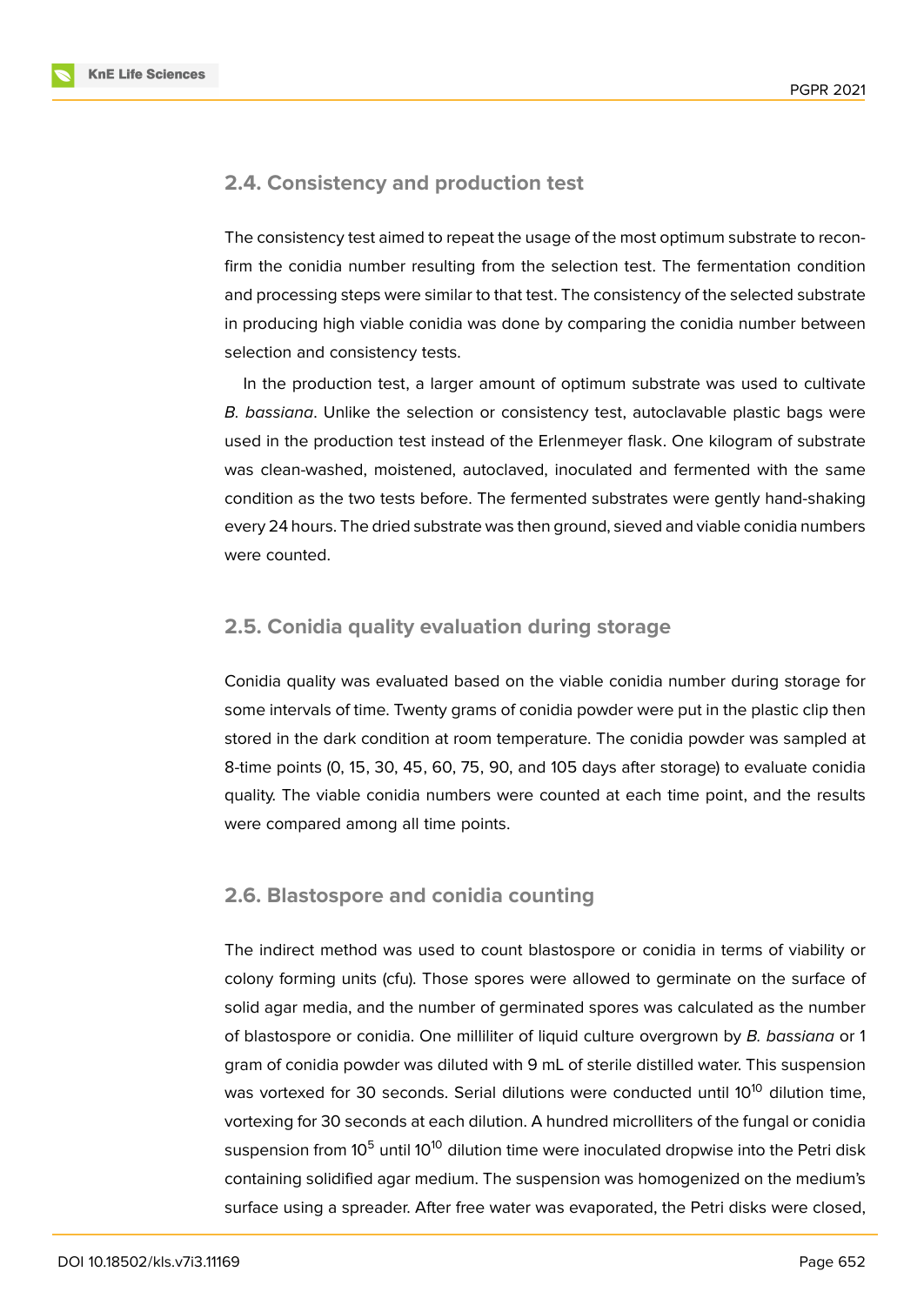### 2.4. Consistency and production test

The consistency test aimed to repeat the usage of the most optimum substrate to reconfirm the conidia number resulting from the selection test. The fermentation condition and processing steps were similar to that test. The consistency of the selected substrate in producing high viable conidia was done by comparing the conidia number between selection and consistency tests.

In the production test, a larger amount of optimum substrate was used to cultivate *B. bassiana*. Unlike the selection or consistency test, autoclavable plastic bags were used in the production test instead of the Erlenmeyer flask. One kilogram of substrate was clean-washed, moistened, autoclaved, inoculated and fermented with the same condition as the two tests before. The fermented substrates were gently hand-shaking every 24 hours. The dried substrate was then ground, sieved and viable conidia numbers were counted.

### 2.5. Conidia quality evaluation during storage

Conidia quality was evaluated based on the viable conidia number during storage for some intervals of time. Twenty grams of conidia powder were put in the plastic clip then stored in the dark condition at room temperature. The conidia powder was sampled at 8-time points (0, 15, 30, 45, 60, 75, 90, and 105 days after storage) to evaluate conidia quality. The viable conidia numbers were counted at each time point, and the results were compared among all time points.

### 2.6. Blastospore and conidia counting

The indirect method was used to count blastospore or conidia in terms of viability or colony forming units (cfu). Those spores were allowed to germinate on the surface of solid agar media, and the number of germinated spores was calculated as the number of blastospore or conidia. One milliliter of liquid culture overgrown by *B. bassiana* or 1 gram of conidia powder was diluted with 9 mL of sterile distilled water. This suspension was vortexed for 30 seconds. Serial dilutions were conducted until $10^{10}$ dilution time, vortexing for 30 seconds at each dilution. A hundred microlliters of the fungal or conidia suspension from $10^{5}$ until $10^{10}$ dilution time were inoculated dropwise into the Petri disk containing solidified agar medium. The suspension was homogenized on the medium's surface using a spreader. After free water was evaporated, the Petri disks were closed,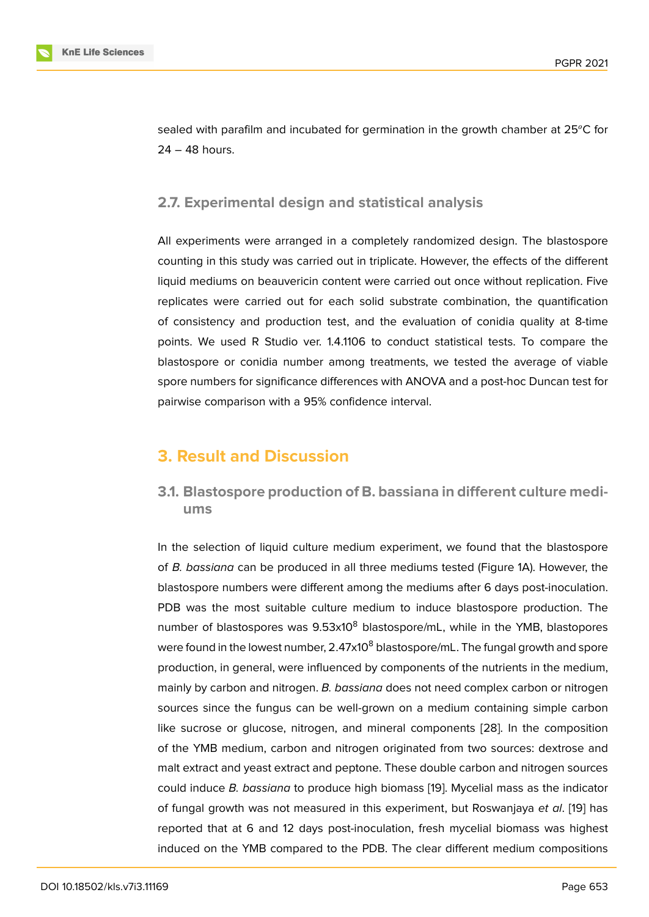sealed with parafilm and incubated for germination in the growth chamber at 25ºC for 24 – 48 hours.

### 2.7. Experimental design and statistical analysis

All experiments were arranged in a completely randomized design. The blastospore counting in this study was carried out in triplicate. However, the effects of the different liquid mediums on beauvericin content were carried out once without replication. Five replicates were carried out for each solid substrate combination, the quantification of consistency and production test, and the evaluation of conidia quality at 8-time points. We used R Studio ver. 1.4.1106 to conduct statistical tests. To compare the blastospore or conidia number among treatments, we tested the average of viable spore numbers for significance differences with ANOVA and a post-hoc Duncan test for pairwise comparison with a 95% confidence interval.

## 3. Result and Discussion

### 3.1. Blastospore production of B. bassiana in different culture mediums

In the selection of liquid culture medium experiment, we found that the blastospore of *B. bassiana* can be produced in all three mediums tested (Figure 1A). However, the blastospore numbers were different among the mediums after 6 days post-inoculation. PDB was the most suitable culture medium to induce blastospore production. The number of blastospores was $9.53 \times 10^8$ blastospore/mL, while in the YMB, blastopores were found in the lowest number, $2.47 \times 10^8$ blastospore/mL. The fungal growth and spore production, in general, were influenced by components of the nutrients in the medium, mainly by carbon and nitrogen. *B. bassiana* does not need complex carbon or nitrogen sources since the fungus can be well-grown on a medium containing simple carbon like sucrose or glucose, nitrogen, and mineral components [28]. In the composition of the YMB medium, carbon and nitrogen originated from two sources: dextrose and malt extract and yeast extract and peptone. These double carbon and nitrogen sources could induce *B. bassiana* to produce high biomass [19]. Mycelial mass as the indicator of fungal growth was not measured in this experiment, but Roswanjaya *et al*. [19] has reported that at 6 and 12 days post-inoculation, fresh mycelial biomass was highest induced on the YMB compared to the PDB. The clear different medium compositions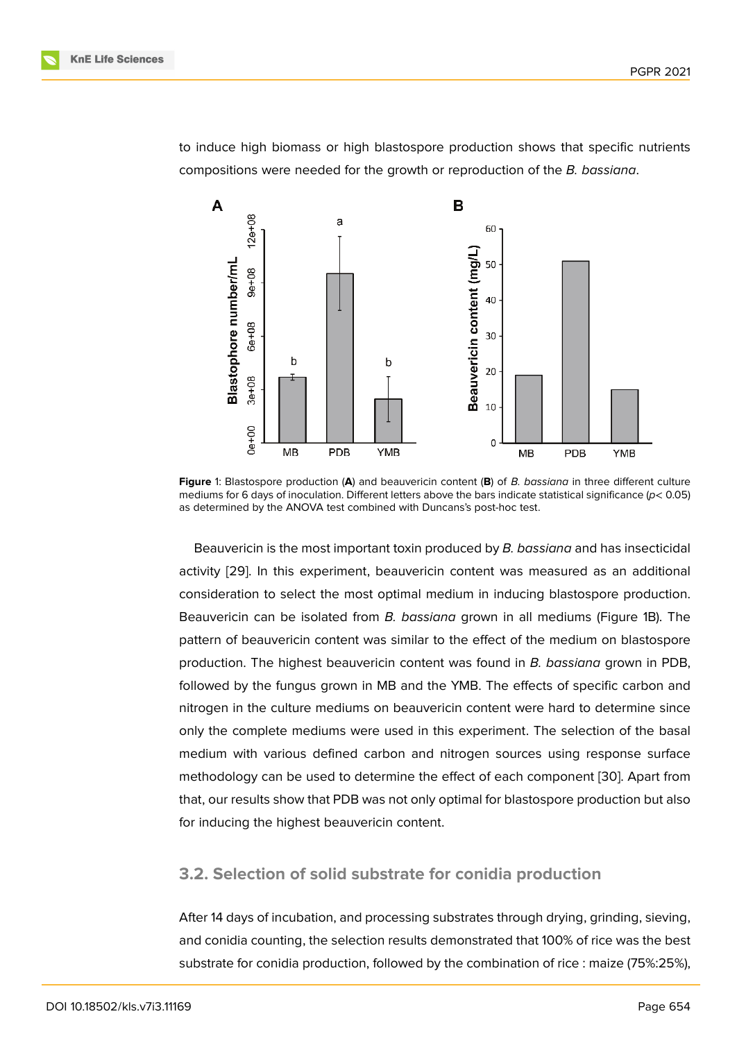to induce high biomass or high blastospore production shows that specific nutrients compositions were needed for the growth or reproduction of the *B. bassiana*.

**Figure** 1: Blastospore production (**A**) and beauvericin content (**B**) of *B. bassiana* in three different culture mediums for 6 days of inoculation. Different letters above the bars indicate statistical significance ($p < 0.05$) as determined by the ANOVA test combined with Duncans's post-hoc test.

Beauvericin is the most important toxin produced by *B. bassiana* and has insecticidal activity [29]. In this experiment, beauvericin content was measured as an additional consideration to select the most optimal medium in inducing blastospore production. Beauvericin can be isolated from *B. bassiana* grown in all mediums (Figure 1B). The pattern of beauvericin content was similar to the effect of the medium on blastospore production. The highest beauvericin content was found in *B. bassiana* grown in PDB, followed by the fungus grown in MB and the YMB. The effects of specific carbon and nitrogen in the culture mediums on beauvericin content were hard to determine since only the complete mediums were used in this experiment. The selection of the basal medium with various defined carbon and nitrogen sources using response surface methodology can be used to determine the effect of each component [30]. Apart from that, our results show that PDB was not only optimal for blastospore production but also for inducing the highest beauvericin content.

### 3.2. Selection of solid substrate for conidia production

After 14 days of incubation, and processing substrates through drying, grinding, sieving, and conidia counting, the selection results demonstrated that 100% of rice was the best substrate for conidia production, followed by the combination of rice : maize (75%:25%),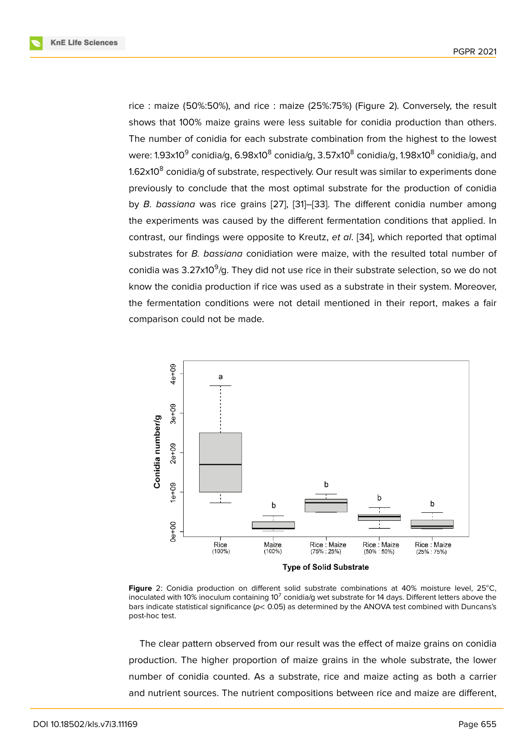rice : maize (50%:50%), and rice : maize (25%:75%) (Figure 2). Conversely, the result shows that 100% maize grains were less suitable for conidia production than others. The number of conidia for each substrate combination from the highest to the lowest were: $1.93 \times 10^9$ conidia/g, $6.98 \times 10^8$ conidia/g, $3.57 \times 10^8$ conidia/g, $1.98 \times 10^8$ conidia/g, and $1.62 \times 10^8$ conidia/g of substrate, respectively. Our result was similar to experiments done previously to conclude that the most optimal substrate for the production of conidia by *B. bassiana* was rice grains [27], [31]–[33]. The different conidia number among the experiments was caused by the different fermentation conditions that applied. In contrast, our findings were opposite to Kreutz, *et al*. [34], which reported that optimal substrates for *B. bassiana* conidiation were maize, with the resulted total number of conidia was $3.27 \times 10^9$/g. They did not use rice in their substrate selection, so we do not know the conidia production if rice was used as a substrate in their system. Moreover, the fermentation conditions were not detail mentioned in their report, makes a fair comparison could not be made.

**Figure** 2: Conidia production on different solid substrate combinations at 40% moisture level, 25°C, inoculated with 10% inoculum containing $10^7$ conidia/g wet substrate for 14 days. Different letters above the bars indicate statistical significance ($p < 0.05$) as determined by the ANOVA test combined with Duncans's post-hoc test.

The clear pattern observed from our result was the effect of maize grains on conidia production. The higher proportion of maize grains in the whole substrate, the lower number of conidia counted. As a substrate, rice and maize acting as both a carrier and nutrient sources. The nutrient compositions between rice and maize are different,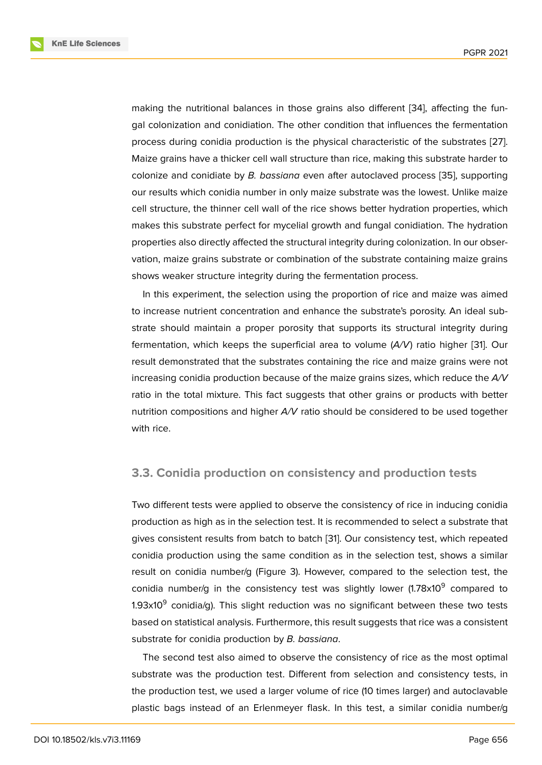making the nutritional balances in those grains also different [34], affecting the fungal colonization and conidiation. The other condition that influences the fermentation process during conidia production is the physical characteristic of the substrates [27]. Maize grains have a thicker cell wall structure than rice, making this substrate harder to colonize and conidiate by *B. bassiana* even after autoclaved process [35], supporting our results which conidia number in only maize substrate was the lowest. Unlike maize cell structure, the thinner cell wall of the rice shows better hydration properties, which makes this substrate perfect for mycelial growth and fungal conidiation. The hydration properties also directly affected the structural integrity during colonization. In our observation, maize grains substrate or combination of the substrate containing maize grains shows weaker structure integrity during the fermentation process.

In this experiment, the selection using the proportion of rice and maize was aimed to increase nutrient concentration and enhance the substrate's porosity. An ideal substrate should maintain a proper porosity that supports its structural integrity during fermentation, which keeps the superficial area to volume (*A/V*) ratio higher [31]. Our result demonstrated that the substrates containing the rice and maize grains were not increasing conidia production because of the maize grains sizes, which reduce the *A/V* ratio in the total mixture. This fact suggests that other grains or products with better nutrition compositions and higher *A/V* ratio should be considered to be used together with rice.

### 3.3. Conidia production on consistency and production tests

Two different tests were applied to observe the consistency of rice in inducing conidia production as high as in the selection test. It is recommended to select a substrate that gives consistent results from batch to batch [31]. Our consistency test, which repeated conidia production using the same condition as in the selection test, shows a similar result on conidia number/g (Figure 3). However, compared to the selection test, the conidia number/g in the consistency test was slightly lower ($1.78 \times 10^9$ compared to $1.93 \times 10^9$ conidia/g). This slight reduction was no significant between these two tests based on statistical analysis. Furthermore, this result suggests that rice was a consistent substrate for conidia production by *B. bassiana*.

The second test also aimed to observe the consistency of rice as the most optimal substrate was the production test. Different from selection and consistency tests, in the production test, we used a larger volume of rice (10 times larger) and autoclavable plastic bags instead of an Erlenmeyer flask. In this test, a similar conidia number/g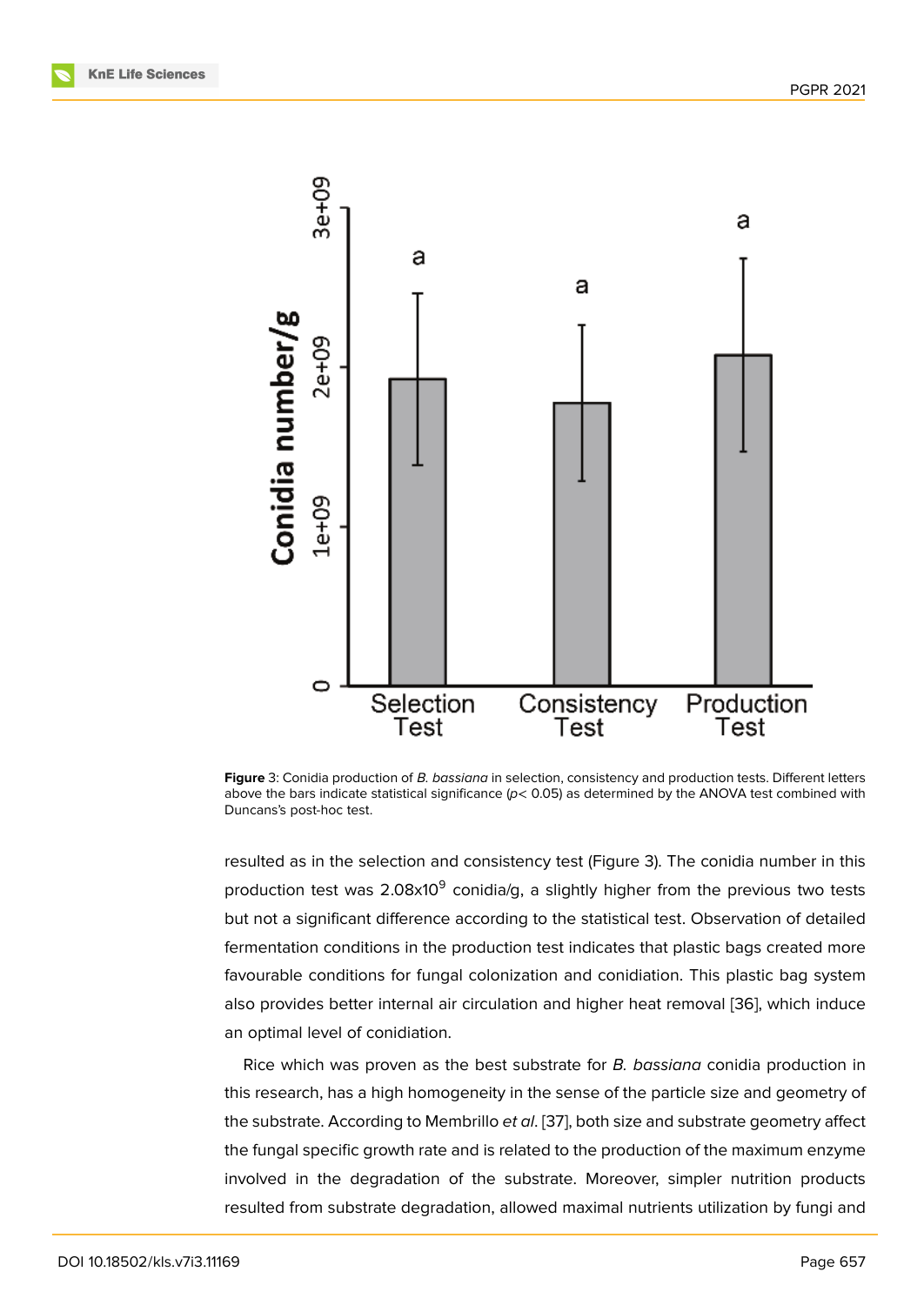**Figure** 3: Conidia production of *B. bassiana* in selection, consistency and production tests. Different letters above the bars indicate statistical significance ($p < 0.05$) as determined by the ANOVA test combined with Duncans's post-hoc test.

resulted as in the selection and consistency test (Figure 3). The conidia number in this production test was 2.08x$10^9$ conidia/g, a slightly higher from the previous two tests but not a significant difference according to the statistical test. Observation of detailed fermentation conditions in the production test indicates that plastic bags created more favourable conditions for fungal colonization and conidiation. This plastic bag system also provides better internal air circulation and higher heat removal [36], which induce an optimal level of conidiation.

Rice which was proven as the best substrate for *B. bassiana* conidia production in this research, has a high homogeneity in the sense of the particle size and geometry of the substrate. According to Membrillo *et al*. [37], both size and substrate geometry affect the fungal specific growth rate and is related to the production of the maximum enzyme involved in the degradation of the substrate. Moreover, simpler nutrition products resulted from substrate degradation, allowed maximal nutrients utilization by fungi and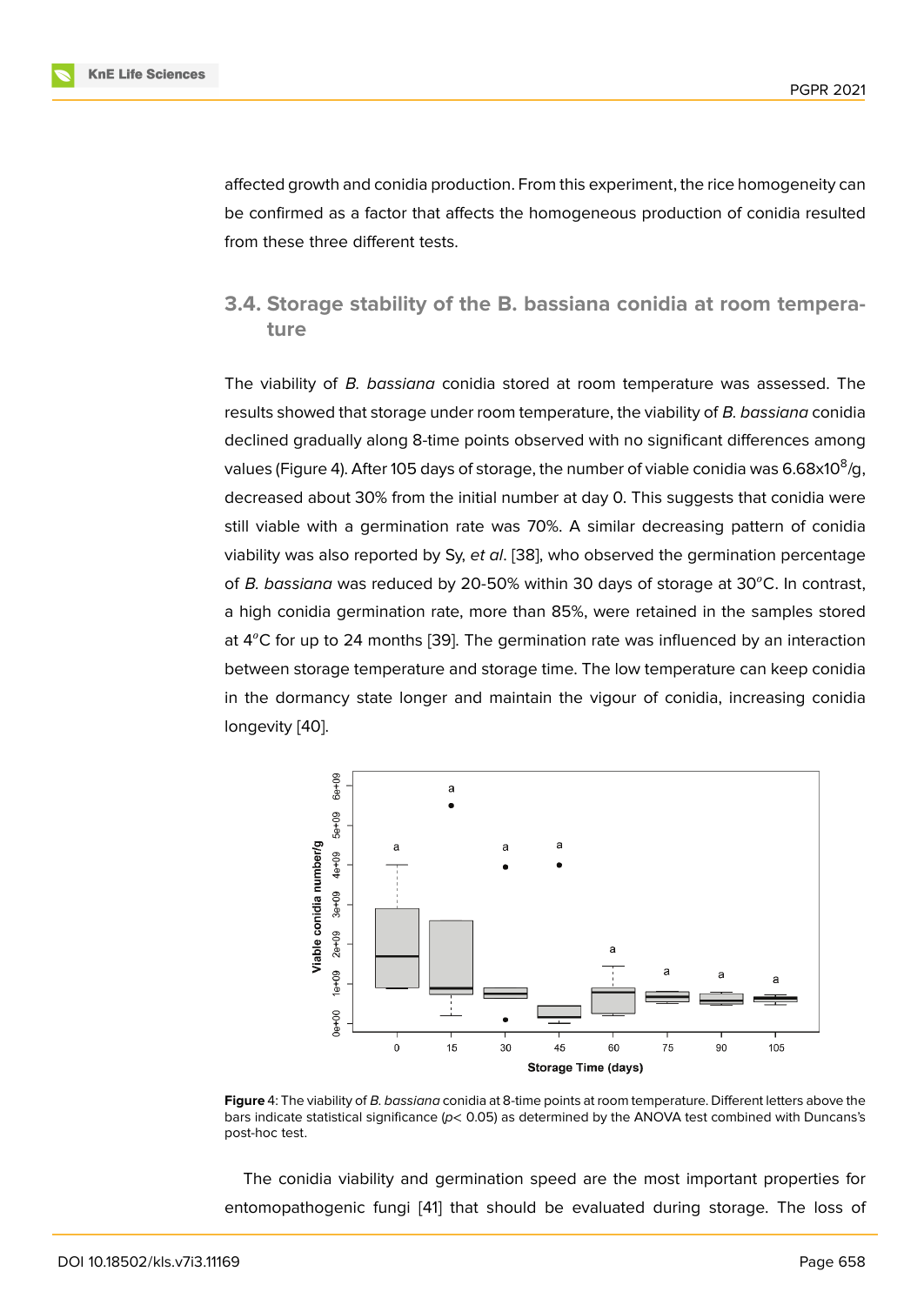affected growth and conidia production. From this experiment, the rice homogeneity can be confirmed as a factor that affects the homogeneous production of conidia resulted from these three different tests.

### 3.4. Storage stability of the B. bassiana conidia at room temperature

The viability of *B. bassiana* conidia stored at room temperature was assessed. The results showed that storage under room temperature, the viability of *B. bassiana* conidia declined gradually along 8-time points observed with no significant differences among values (Figure 4). After 105 days of storage, the number of viable conidia was $6.68 \times 10^{8}$/g, decreased about 30% from the initial number at day 0. This suggests that conidia were still viable with a germination rate was 70%. A similar decreasing pattern of conidia viability was also reported by Sy, *et al*. [38], who observed the germination percentage of *B. bassiana* was reduced by 20-50% within 30 days of storage at 30$^{o}$C. In contrast, a high conidia germination rate, more than 85%, were retained in the samples stored at 4$^{o}$C for up to 24 months [39]. The germination rate was influenced by an interaction between storage temperature and storage time. The low temperature can keep conidia in the dormancy state longer and maintain the vigour of conidia, increasing conidia longevity [40].

**Figure** 4: The viability of *B. bassiana* conidia at 8-time points at room temperature. Different letters above the bars indicate statistical significance ($p < 0.05$) as determined by the ANOVA test combined with Duncans's post-hoc test.

The conidia viability and germination speed are the most important properties for entomopathogenic fungi [41] that should be evaluated during storage. The loss of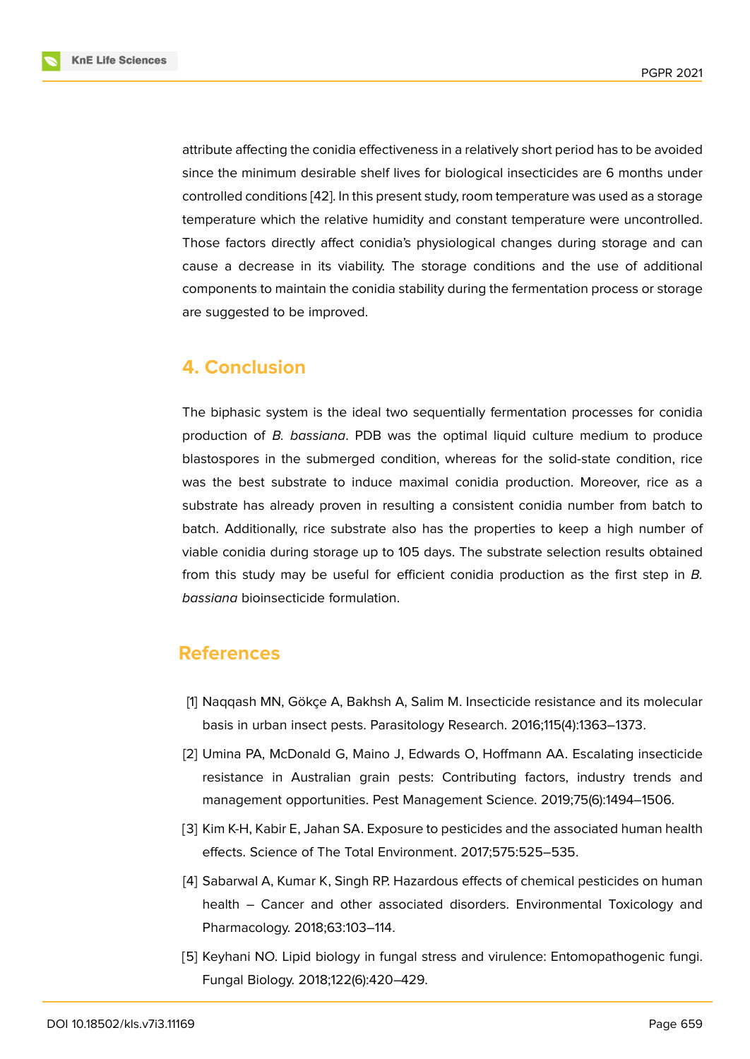attribute affecting the conidia effectiveness in a relatively short period has to be avoided since the minimum desirable shelf lives for biological insecticides are 6 months under controlled conditions [42]. In this present study, room temperature was used as a storage temperature which the relative humidity and constant temperature were uncontrolled. Those factors directly affect conidia's physiological changes during storage and can cause a decrease in its viability. The storage conditions and the use of additional components to maintain the conidia stability during the fermentation process or storage are suggested to be improved.

## 4. Conclusion

The biphasic system is the ideal two sequentially fermentation processes for conidia production of *B. bassiana*. PDB was the optimal liquid culture medium to produce blastospores in the submerged condition, whereas for the solid-state condition, rice was the best substrate to induce maximal conidia production. Moreover, rice as a substrate has already proven in resulting a consistent conidia number from batch to batch. Additionally, rice substrate also has the properties to keep a high number of viable conidia during storage up to 105 days. The substrate selection results obtained from this study may be useful for efficient conidia production as the first step in *B. bassiana* bioinsecticide formulation.

## References

[1] Naqqash MN, Gökçe A, Bakhsh A, Salim M. Insecticide resistance and its molecular basis in urban insect pests. Parasitology Research. 2016;115(4):1363–1373.

[2] Umina PA, McDonald G, Maino J, Edwards O, Hoffmann AA. Escalating insecticide resistance in Australian grain pests: Contributing factors, industry trends and management opportunities. Pest Management Science. 2019;75(6):1494–1506.

[3] Kim K-H, Kabir E, Jahan SA. Exposure to pesticides and the associated human health effects. Science of The Total Environment. 2017;575:525–535.

[4] Sabarwal A, Kumar K, Singh RP. Hazardous effects of chemical pesticides on human health – Cancer and other associated disorders. Environmental Toxicology and Pharmacology. 2018;63:103–114.

[5] Keyhani NO. Lipid biology in fungal stress and virulence: Entomopathogenic fungi. Fungal Biology. 2018;122(6):420–429.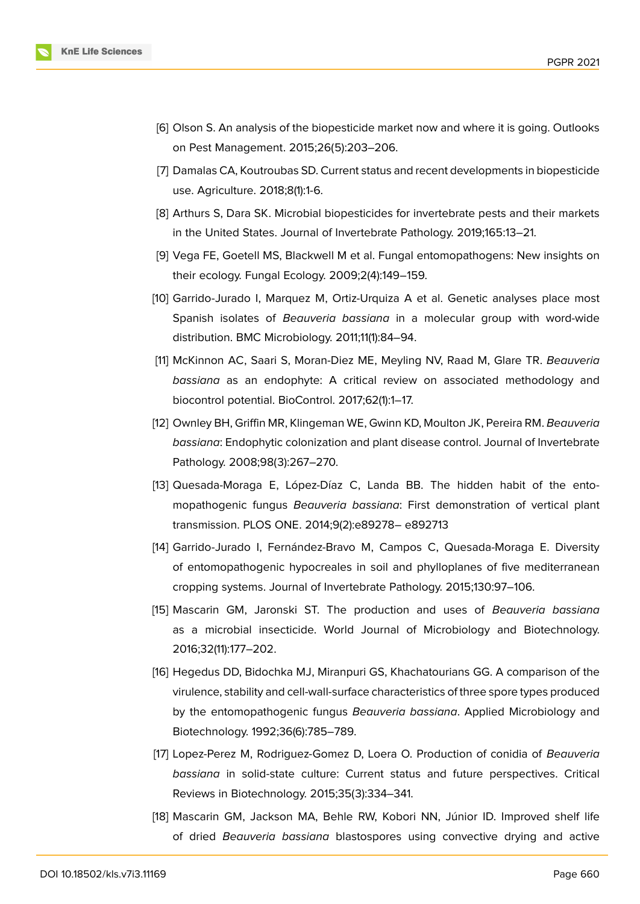[6] Olson S. An analysis of the biopesticide market now and where it is going. Outlooks on Pest Management. 2015;26(5):203–206.

[7] Damalas CA, Koutroubas SD. Current status and recent developments in biopesticide use. Agriculture. 2018;8(1):1-6.

[8] Arthurs S, Dara SK. Microbial biopesticides for invertebrate pests and their markets in the United States. Journal of Invertebrate Pathology. 2019;165:13–21.

[9] Vega FE, Goetell MS, Blackwell M et al. Fungal entomopathogens: New insights on their ecology. Fungal Ecology. 2009;2(4):149–159.

[10] Garrido-Jurado I, Marquez M, Ortiz-Urquiza A et al. Genetic analyses place most Spanish isolates of *Beauveria bassiana* in a molecular group with word-wide distribution. BMC Microbiology. 2011;11(1):84–94.

[11] McKinnon AC, Saari S, Moran-Diez ME, Meyling NV, Raad M, Glare TR. *Beauveria bassiana* as an endophyte: A critical review on associated methodology and biocontrol potential. BioControl. 2017;62(1):1–17.

[12] Ownley BH, Griffin MR, Klingeman WE, Gwinn KD, Moulton JK, Pereira RM. *Beauveria bassiana*: Endophytic colonization and plant disease control. Journal of Invertebrate Pathology. 2008;98(3):267–270.

[13] Quesada-Moraga E, López-Díaz C, Landa BB. The hidden habit of the entomopathogenic fungus *Beauveria bassiana*: First demonstration of vertical plant transmission. PLOS ONE. 2014;9(2):e89278– e892713

[14] Garrido-Jurado I, Fernández-Bravo M, Campos C, Quesada-Moraga E. Diversity of entomopathogenic hypocreales in soil and phylloplanes of five mediterranean cropping systems. Journal of Invertebrate Pathology. 2015;130:97–106.

[15] Mascarin GM, Jaronski ST. The production and uses of *Beauveria bassiana* as a microbial insecticide. World Journal of Microbiology and Biotechnology. 2016;32(11):177–202.

[16] Hegedus DD, Bidochka MJ, Miranpuri GS, Khachatourians GG. A comparison of the virulence, stability and cell-wall-surface characteristics of three spore types produced by the entomopathogenic fungus *Beauveria bassiana*. Applied Microbiology and Biotechnology. 1992;36(6):785–789.

[17] Lopez-Perez M, Rodriguez-Gomez D, Loera O. Production of conidia of *Beauveria bassiana* in solid-state culture: Current status and future perspectives. Critical Reviews in Biotechnology. 2015;35(3):334–341.

[18] Mascarin GM, Jackson MA, Behle RW, Kobori NN, Júnior ID. Improved shelf life of dried *Beauveria bassiana* blastospores using convective drying and active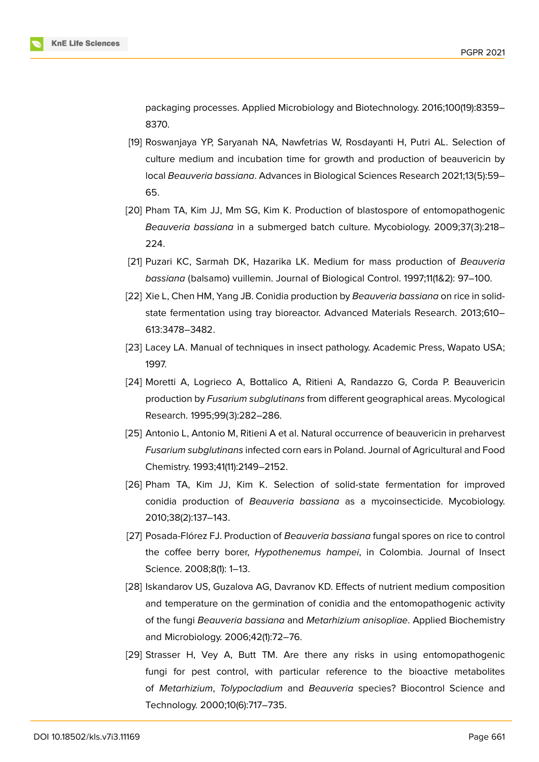packaging processes. Applied Microbiology and Biotechnology. 2016;100(19):8359–8370.

[19] Roswanjaya YP, Saryanah NA, Nawfetrias W, Rosdayanti H, Putri AL. Selection of culture medium and incubation time for growth and production of beauvericin by local *Beauveria bassiana*. Advances in Biological Sciences Research 2021;13(5):59–65.

[20] Pham TA, Kim JJ, Mm SG, Kim K. Production of blastospore of entomopathogenic *Beauveria bassiana* in a submerged batch culture. Mycobiology. 2009;37(3):218–224.

[21] Puzari KC, Sarmah DK, Hazarika LK. Medium for mass production of *Beauveria bassiana* (balsamo) vuillemin. Journal of Biological Control. 1997;11(1&2): 97–100.

[22] Xie L, Chen HM, Yang JB. Conidia production by *Beauveria bassiana* on rice in solid-state fermentation using tray bioreactor. Advanced Materials Research. 2013;610–613:3478–3482.

[23] Lacey LA. Manual of techniques in insect pathology. Academic Press, Wapato USA; 1997.

[24] Moretti A, Logrieco A, Bottalico A, Ritieni A, Randazzo G, Corda P. Beauvericin production by *Fusarium subglutinans* from different geographical areas. Mycological Research. 1995;99(3):282–286.

[25] Antonio L, Antonio M, Ritieni A et al. Natural occurrence of beauvericin in preharvest *Fusarium subglutinans* infected corn ears in Poland. Journal of Agricultural and Food Chemistry. 1993;41(11):2149–2152.

[26] Pham TA, Kim JJ, Kim K. Selection of solid-state fermentation for improved conidia production of *Beauveria bassiana* as a mycoinsecticide. Mycobiology. 2010;38(2):137–143.

[27] Posada-Flórez FJ. Production of *Beauveria bassiana* fungal spores on rice to control the coffee berry borer, *Hypothenemus hampei*, in Colombia. Journal of Insect Science. 2008;8(1): 1–13.

[28] Iskandarov US, Guzalova AG, Davranov KD. Effects of nutrient medium composition and temperature on the germination of conidia and the entomopathogenic activity of the fungi *Beauveria bassiana* and *Metarhizium anisopliae*. Applied Biochemistry and Microbiology. 2006;42(1):72–76.

[29] Strasser H, Vey A, Butt TM. Are there any risks in using entomopathogenic fungi for pest control, with particular reference to the bioactive metabolites of *Metarhizium*, *Tolypocladium* and *Beauveria* species? Biocontrol Science and Technology. 2000;10(6):717–735.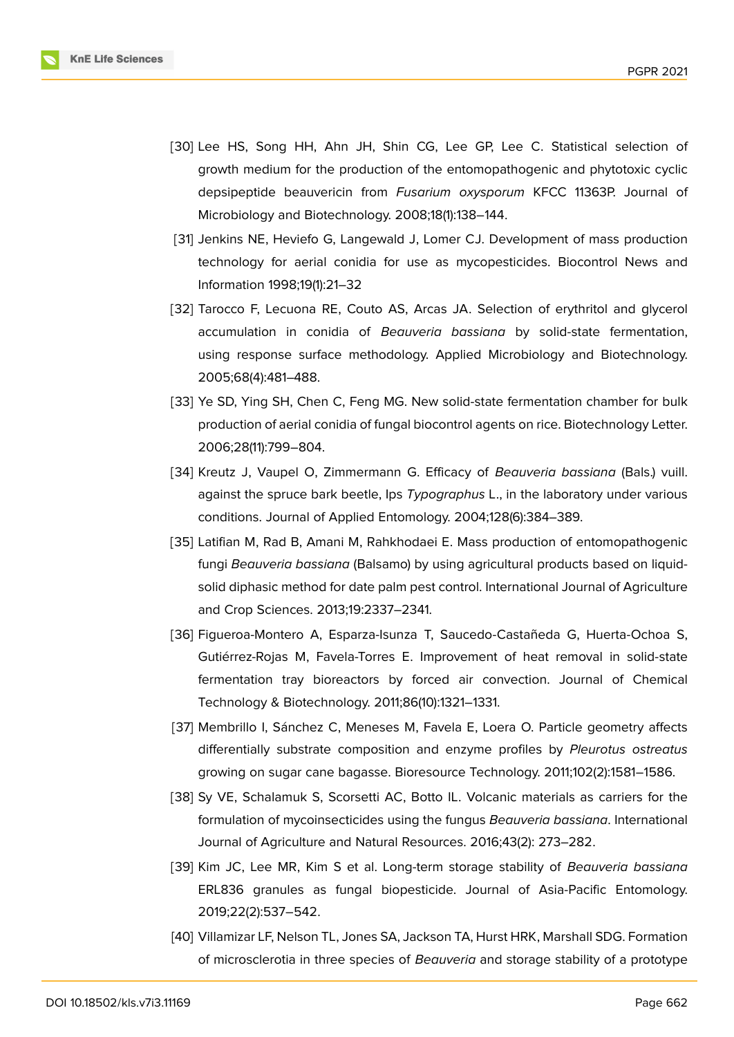[30] Lee HS, Song HH, Ahn JH, Shin CG, Lee GP, Lee C. Statistical selection of growth medium for the production of the entomopathogenic and phytotoxic cyclic depsipeptide beauvericin from *Fusarium oxysporum* KFCC 11363P. Journal of Microbiology and Biotechnology. 2008;18(1):138–144.

[31] Jenkins NE, Heviefo G, Langewald J, Lomer CJ. Development of mass production technology for aerial conidia for use as mycopesticides. Biocontrol News and Information 1998;19(1):21–32

[32] Tarocco F, Lecuona RE, Couto AS, Arcas JA. Selection of erythritol and glycerol accumulation in conidia of *Beauveria bassiana* by solid-state fermentation, using response surface methodology. Applied Microbiology and Biotechnology. 2005;68(4):481–488.

[33] Ye SD, Ying SH, Chen C, Feng MG. New solid-state fermentation chamber for bulk production of aerial conidia of fungal biocontrol agents on rice. Biotechnology Letter. 2006;28(11):799–804.

[34] Kreutz J, Vaupel O, Zimmermann G. Efficacy of *Beauveria bassiana* (Bals.) vuill. against the spruce bark beetle, Ips *Typographus* L., in the laboratory under various conditions. Journal of Applied Entomology. 2004;128(6):384–389.

[35] Latifian M, Rad B, Amani M, Rahkhodaei E. Mass production of entomopathogenic fungi *Beauveria bassiana* (Balsamo) by using agricultural products based on liquid-solid diphasic method for date palm pest control. International Journal of Agriculture and Crop Sciences. 2013;19:2337–2341.

[36] Figueroa-Montero A, Esparza-Isunza T, Saucedo-Castañeda G, Huerta-Ochoa S, Gutiérrez-Rojas M, Favela-Torres E. Improvement of heat removal in solid-state fermentation tray bioreactors by forced air convection. Journal of Chemical Technology & Biotechnology. 2011;86(10):1321–1331.

[37] Membrillo I, Sánchez C, Meneses M, Favela E, Loera O. Particle geometry affects differentially substrate composition and enzyme profiles by *Pleurotus ostreatus* growing on sugar cane bagasse. Bioresource Technology. 2011;102(2):1581–1586.

[38] Sy VE, Schalamuk S, Scorsetti AC, Botto IL. Volcanic materials as carriers for the formulation of mycoinsecticides using the fungus *Beauveria bassiana*. International Journal of Agriculture and Natural Resources. 2016;43(2): 273–282.

[39] Kim JC, Lee MR, Kim S et al. Long-term storage stability of *Beauveria bassiana* ERL836 granules as fungal biopesticide. Journal of Asia-Pacific Entomology. 2019;22(2):537–542.

[40] Villamizar LF, Nelson TL, Jones SA, Jackson TA, Hurst HRK, Marshall SDG. Formation of microsclerotia in three species of *Beauveria* and storage stability of a prototype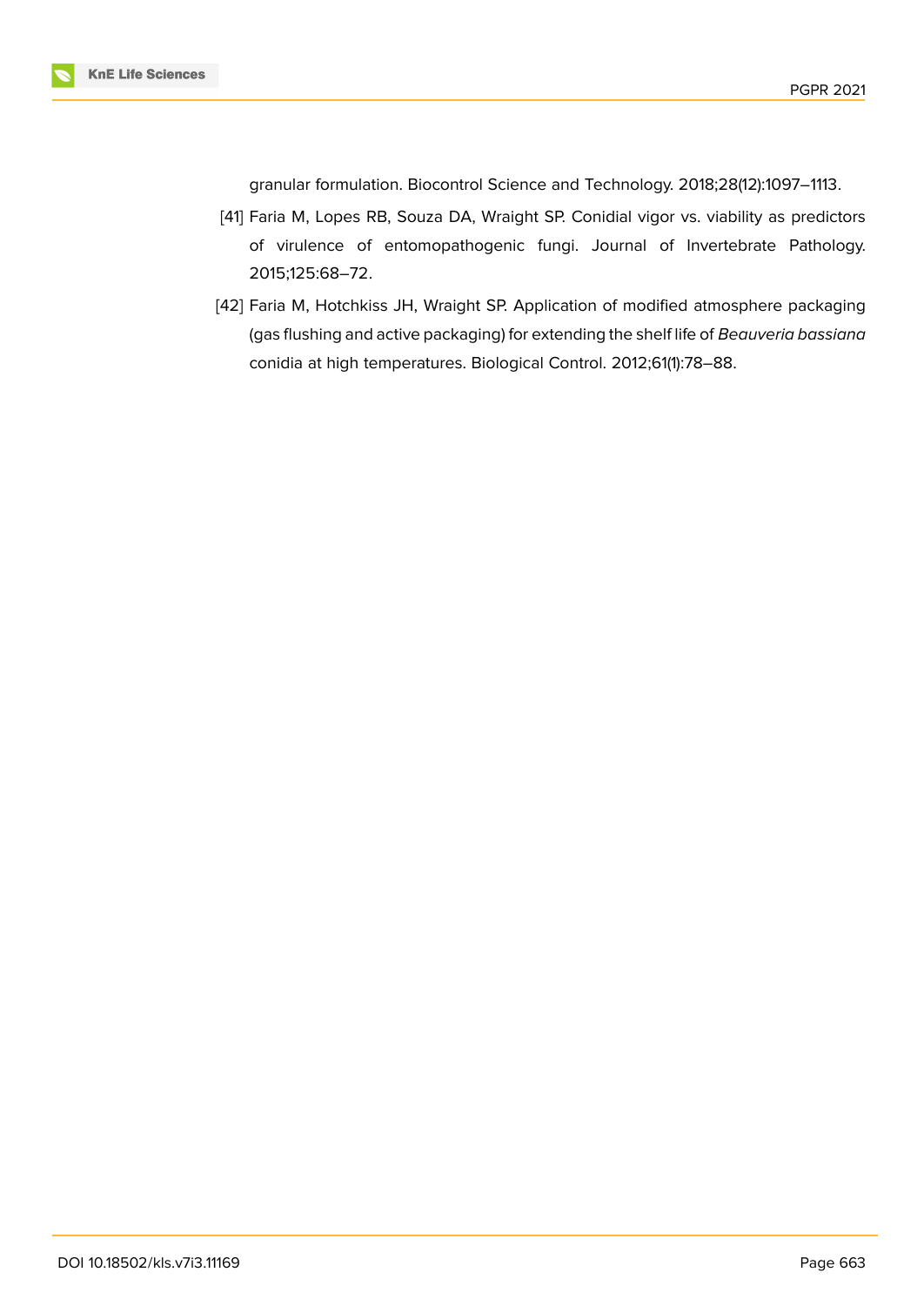granular formulation. Biocontrol Science and Technology. 2018;28(12):1097–1113.

[41] Faria M, Lopes RB, Souza DA, Wraight SP. Conidial vigor vs. viability as predictors of virulence of entomopathogenic fungi. Journal of Invertebrate Pathology. 2015;125:68–72.

[42] Faria M, Hotchkiss JH, Wraight SP. Application of modified atmosphere packaging (gas flushing and active packaging) for extending the shelf life of *Beauveria bassiana* conidia at high temperatures. Biological Control. 2012;61(1):78–88.